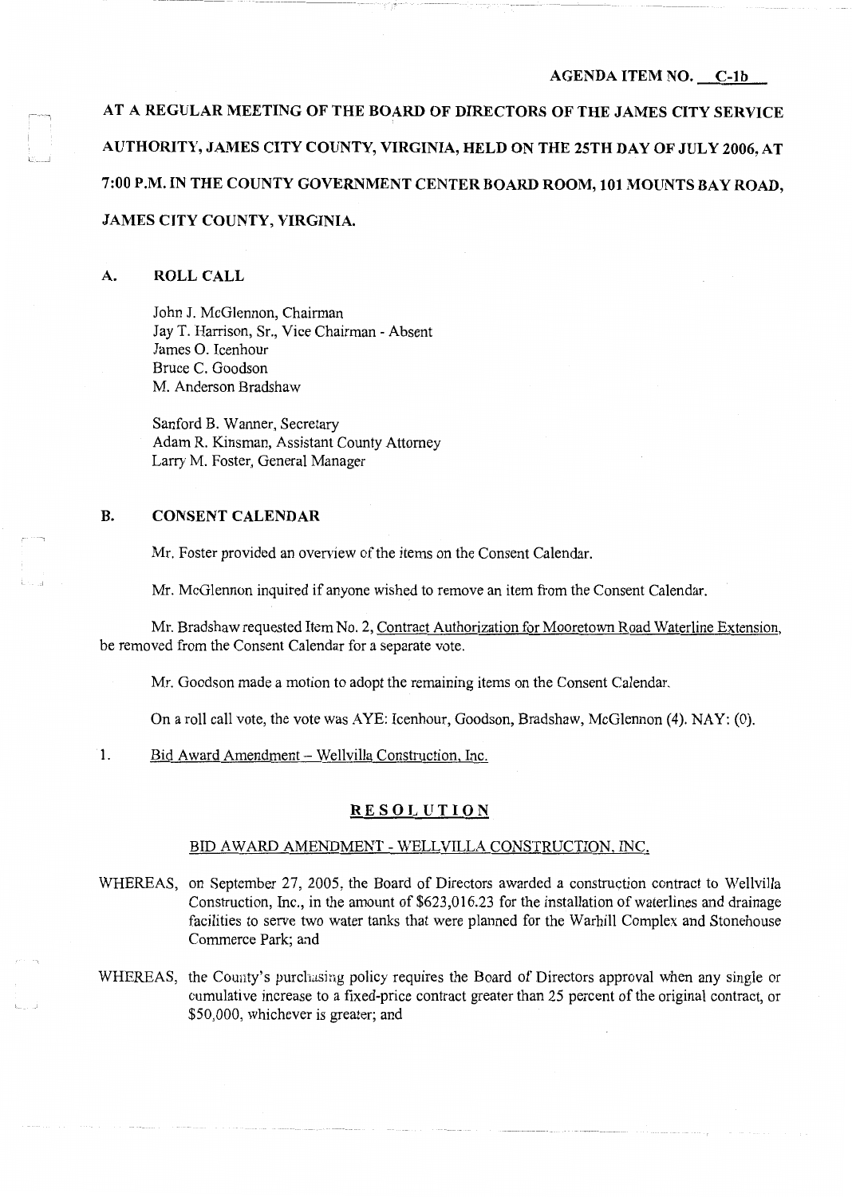AGENDA ITEM NO. C-1b

**AT A REGULAR MEETING OF THE BOARD OF DIRECTORS OF THE JAMES CITY SERVICE AUTHORITY, JAMES CITY COUNTY, VIRGINIA, HELD ON THE 25TH DAY OF JULY 2006, AT 7:00 P.M. IN THE COUNTY GOVERNMENT CENTER BOARD ROOM, 101 MOUNTS BAY ROAD, JAMES CITY COUNTY, VIRGINIA.**

## A. ROLL CALL

John J. McGlennon, Chairman
Jay T. Harrison, Sr., Vice Chairman - Absent
James O. Icenhour
Bruce C. Goodson
M. Anderson Bradshaw

Sanford B. Wanner, Secretary
Adam R. Kinsman, Assistant County Attorney
Larry M. Foster, General Manager

## B. CONSENT CALENDAR

Mr. Foster provided an overview of the items on the Consent Calendar.

Mr. McGlennon inquired if anyone wished to remove an item from the Consent Calendar.

Mr. Bradshaw requested Item No. 2, Contract Authorization for Mooretown Road Waterline Extension, be removed from the Consent Calendar for a separate vote.

Mr. Goodson made a motion to adopt the remaining items on the Consent Calendar.

On a roll call vote, the vote was AYE: Icenhour, Goodson, Bradshaw, McGlennon (4). NAY: (0).

1. Bid Award Amendment – Wellvilla Construction, Inc.

### RESOLUTION

BID AWARD AMENDMENT - WELLVILLA CONSTRUCTION, INC.

WHEREAS, on September 27, 2005, the Board of Directors awarded a construction contract to Wellvilla Construction, Inc., in the amount of $623,016.23 for the installation of waterlines and drainage facilities to serve two water tanks that were planned for the Warhill Complex and Stonehouse Commerce Park; and

WHEREAS, the County's purchasing policy requires the Board of Directors approval when any single or cumulative increase to a fixed-price contract greater than 25 percent of the original contract, or $50,000, whichever is greater; and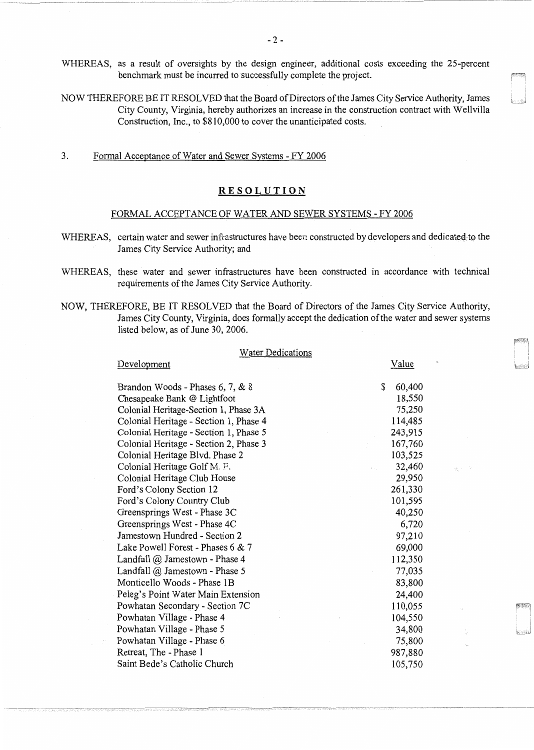WHEREAS, as a result of oversights by the design engineer, additional costs exceeding the 25-percent benchmark must be incurred to successfully complete the project.

NOW THEREFORE BE IT RESOLVED that the Board of Directors of the James City Service Authority, James City County, Virginia, hereby authorizes an increase in the construction contract with Wellvilla Construction, Inc., to $810,000 to cover the unanticipated costs.

3. Formal Acceptance of Water and Sewer Systems - FY 2006

## RESOLUTION

### FORMAL ACCEPTANCE OF WATER AND SEWER SYSTEMS - FY 2006

WHEREAS, certain water and sewer infrastructures have been constructed by developers and dedicated to the James City Service Authority; and

WHEREAS, these water and sewer infrastructures have been constructed in accordance with technical requirements of the James City Service Authority.

NOW, THEREFORE, BE IT RESOLVED that the Board of Directors of the James City Service Authority, James City County, Virginia, does formally accept the dedication of the water and sewer systems listed below, as of June 30, 2006.

Water Dedications

| Development | Value |
|---|---|
| Brandon Woods - Phases 6, 7, & 8 | $ 60,400 |
| Chesapeake Bank @ Lightfoot | 18,550 |
| Colonial Heritage-Section 1, Phase 3A | 75,250 |
| Colonial Heritage - Section 1, Phase 4 | 114,485 |
| Colonial Heritage - Section 1, Phase 5 | 243,915 |
| Colonial Heritage - Section 2, Phase 3 | 167,760 |
| Colonial Heritage Blvd. Phase 2 | 103,525 |
| Colonial Heritage Golf M. F. | 32,460 |
| Colonial Heritage Club House | 29,950 |
| Ford's Colony Section 12 | 261,330 |
| Ford's Colony Country Club | 101,595 |
| Greensprings West - Phase 3C | 40,250 |
| Greensprings West - Phase 4C | 6,720 |
| Jamestown Hundred - Section 2 | 97,210 |
| Lake Powell Forest - Phases 6 & 7 | 69,000 |
| Landfall @ Jamestown - Phase 4 | 112,350 |
| Landfall @ Jamestown - Phase 5 | 77,035 |
| Monticello Woods - Phase 1B | 83,800 |
| Peleg's Point Water Main Extension | 24,400 |
| Powhatan Secondary - Section 7C | 110,055 |
| Powhatan Village - Phase 4 | 104,550 |
| Powhatan Village - Phase 5 | 34,800 |
| Powhatan Village - Phase 6 | 75,800 |
| Retreat, The - Phase 1 | 987,880 |
| Saint Bede's Catholic Church | 105,750 |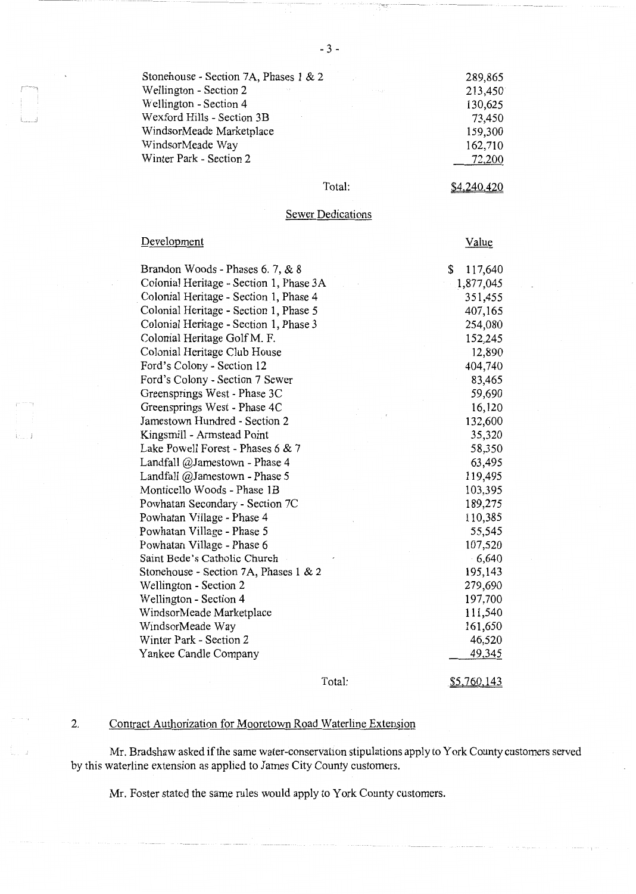| | |
|---|---|
| Stonehouse - Section 7A, Phases 1 & 2 | 289,865 |
| Wellington - Section 2 | 213,450 |
| Wellington - Section 4 | 130,625 |
| Wexford Hills - Section 3B | 73,450 |
| WindsorMeade Marketplace | 159,300 |
| WindsorMeade Way | 162,710 |
| Winter Park - Section 2 | 72,200 |
| Total: | $4,240,420 |

Sewer Dedications

| Development | Value |
|---|---|
| Brandon Woods - Phases 6. 7, & 8 | $ 117,640 |
| Colonial Heritage - Section 1, Phase 3A | 1,877,045 |
| Colonial Heritage - Section 1, Phase 4 | 351,455 |
| Colonial Heritage - Section 1, Phase 5 | 407,165 |
| Colonial Heritage - Section 1, Phase 3 | 254,080 |
| Colonial Heritage Golf M. F. | 152,245 |
| Colonial Heritage Club House | 12,890 |
| Ford's Colony - Section 12 | 404,740 |
| Ford's Colony - Section 7 Sewer | 83,465 |
| Greensprings West - Phase 3C | 59,690 |
| Greensprings West - Phase 4C | 16,120 |
| Jamestown Hundred - Section 2 | 132,600 |
| Kingsmill - Armstead Point | 35,320 |
| Lake Powell Forest - Phases 6 & 7 | 58,350 |
| Landfall @Jamestown - Phase 4 | 63,495 |
| Landfall @Jamestown - Phase 5 | 119,495 |
| Monticello Woods - Phase 1B | 103,395 |
| Powhatan Secondary - Section 7C | 189,275 |
| Powhatan Village - Phase 4 | 110,385 |
| Powhatan Village - Phase 5 | 55,545 |
| Powhatan Village - Phase 6 | 107,520 |
| Saint Bede's Catholic Church | 6,640 |
| Stonehouse - Section 7A, Phases 1 & 2 | 195,143 |
| Wellington - Section 2 | 279,690 |
| Wellington - Section 4 | 197,700 |
| WindsorMeade Marketplace | 111,540 |
| WindsorMeade Way | 161,650 |
| Winter Park - Section 2 | 46,520 |
| Yankee Candle Company | 49,345 |
| Total: | $5,760,143 |

2. Contract Authorization for Mooretown Road Waterline Extension

Mr. Bradshaw asked if the same water-conservation stipulations apply to York County customers served by this waterline extension as applied to James City County customers.

Mr. Foster stated the same rules would apply to York County customers.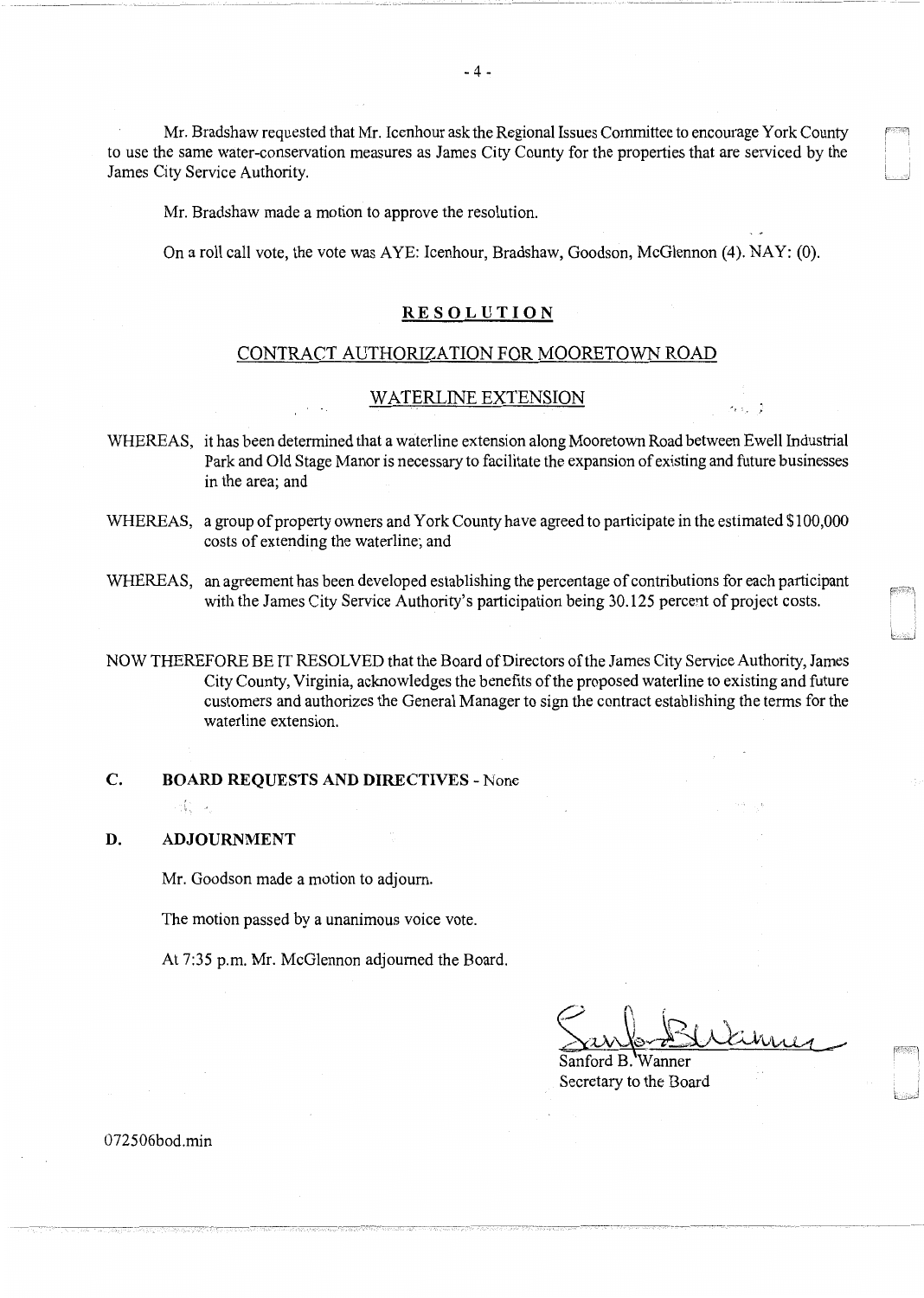Mr. Bradshaw requested that Mr. Icenhour ask the Regional Issues Committee to encourage York County to use the same water-conservation measures as James City County for the properties that are serviced by the James City Service Authority.

Mr. Bradshaw made a motion to approve the resolution.

On a roll call vote, the vote was AYE: Icenhour, Bradshaw, Goodson, McGlennon (4). NAY: (0).

**RESOLUTION**

CONTRACT AUTHORIZATION FOR MOORETOWN ROAD

WATERLINE EXTENSION

WHEREAS, it has been determined that a waterline extension along Mooretown Road between Ewell Industrial Park and Old Stage Manor is necessary to facilitate the expansion of existing and future businesses in the area; and

WHEREAS, a group of property owners and York County have agreed to participate in the estimated $100,000 costs of extending the waterline; and

WHEREAS, an agreement has been developed establishing the percentage of contributions for each participant with the James City Service Authority's participation being 30.125 percent of project costs.

NOW THEREFORE BE IT RESOLVED that the Board of Directors of the James City Service Authority, James City County, Virginia, acknowledges the benefits of the proposed waterline to existing and future customers and authorizes the General Manager to sign the contract establishing the terms for the waterline extension.

## C. BOARD REQUESTS AND DIRECTIVES - None

## D. ADJOURNMENT

Mr. Goodson made a motion to adjourn.

The motion passed by a unanimous voice vote.

At 7:35 p.m. Mr. McGlennon adjourned the Board.

Sanford B. Wanner
Secretary to the Board

072506bod.min